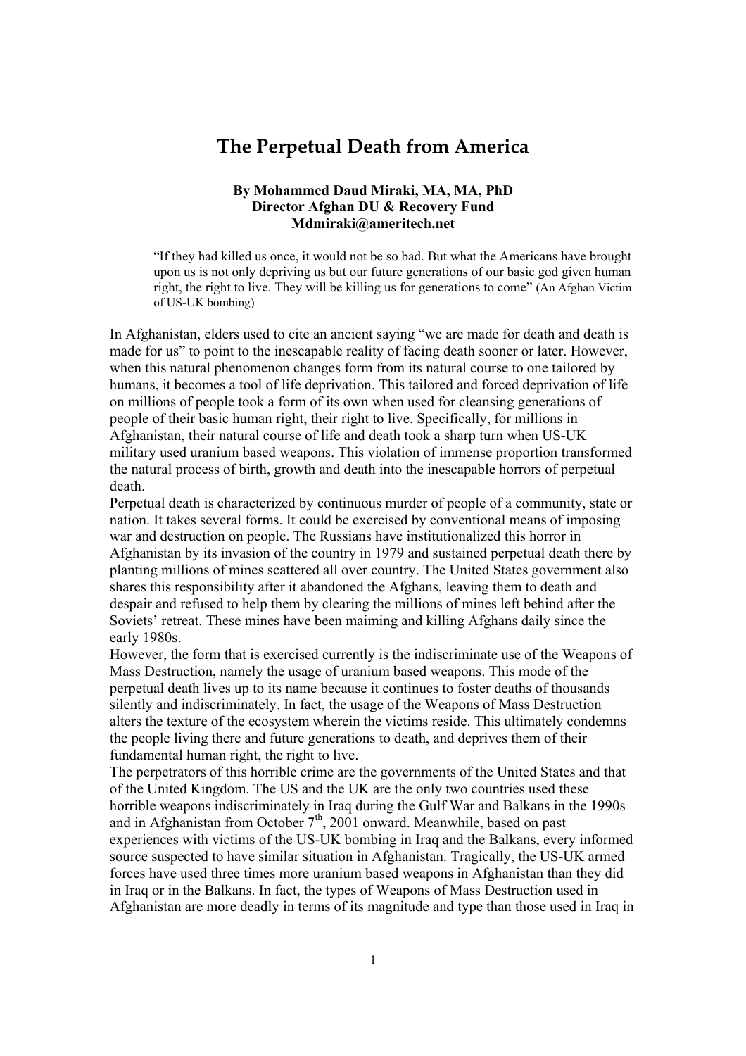# The Perpetual Death from America

**By Mohammed Daud Miraki, MA, MA, PhD**
**Director Afghan DU & Recovery Fund**
**Mdmiraki@ameritech.net**

> "If they had killed us once, it would not be so bad. But what the Americans have brought upon us is not only depriving us but our future generations of our basic god given human right, the right to live. They will be killing us for generations to come" (An Afghan Victim of US-UK bombing)

In Afghanistan, elders used to cite an ancient saying "we are made for death and death is made for us" to point to the inescapable reality of facing death sooner or later. However, when this natural phenomenon changes form from its natural course to one tailored by humans, it becomes a tool of life deprivation. This tailored and forced deprivation of life on millions of people took a form of its own when used for cleansing generations of people of their basic human right, their right to live. Specifically, for millions in Afghanistan, their natural course of life and death took a sharp turn when US-UK military used uranium based weapons. This violation of immense proportion transformed the natural process of birth, growth and death into the inescapable horrors of perpetual death.

Perpetual death is characterized by continuous murder of people of a community, state or nation. It takes several forms. It could be exercised by conventional means of imposing war and destruction on people. The Russians have institutionalized this horror in Afghanistan by its invasion of the country in 1979 and sustained perpetual death there by planting millions of mines scattered all over country. The United States government also shares this responsibility after it abandoned the Afghans, leaving them to death and despair and refused to help them by clearing the millions of mines left behind after the Soviets' retreat. These mines have been maiming and killing Afghans daily since the early 1980s.

However, the form that is exercised currently is the indiscriminate use of the Weapons of Mass Destruction, namely the usage of uranium based weapons. This mode of the perpetual death lives up to its name because it continues to foster deaths of thousands silently and indiscriminately. In fact, the usage of the Weapons of Mass Destruction alters the texture of the ecosystem wherein the victims reside. This ultimately condemns the people living there and future generations to death, and deprives them of their fundamental human right, the right to live.

The perpetrators of this horrible crime are the governments of the United States and that of the United Kingdom. The US and the UK are the only two countries used these horrible weapons indiscriminately in Iraq during the Gulf War and Balkans in the 1990s and in Afghanistan from October 7th, 2001 onward. Meanwhile, based on past experiences with victims of the US-UK bombing in Iraq and the Balkans, every informed source suspected to have similar situation in Afghanistan. Tragically, the US-UK armed forces have used three times more uranium based weapons in Afghanistan than they did in Iraq or in the Balkans. In fact, the types of Weapons of Mass Destruction used in Afghanistan are more deadly in terms of its magnitude and type than those used in Iraq in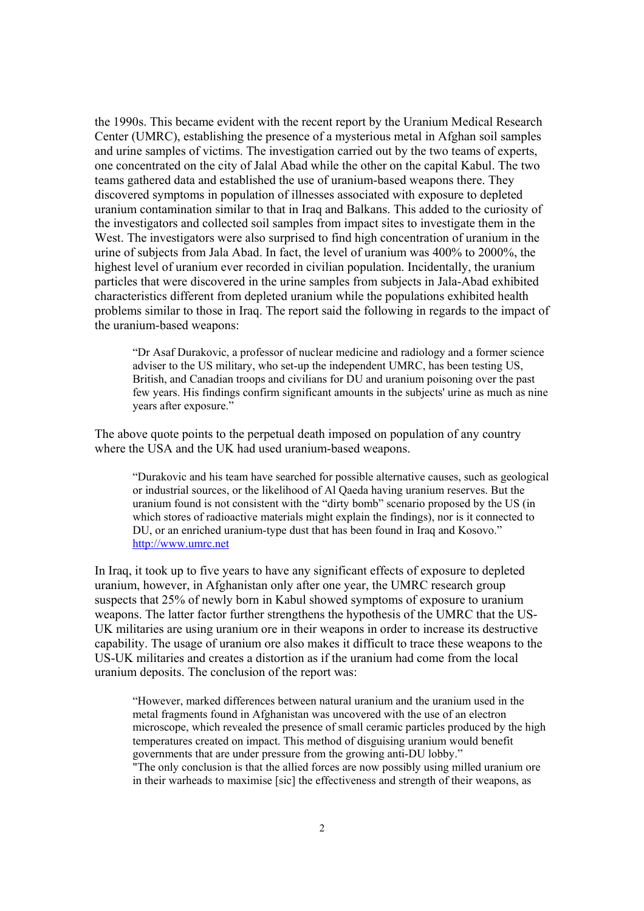the 1990s. This became evident with the recent report by the Uranium Medical Research Center (UMRC), establishing the presence of a mysterious metal in Afghan soil samples and urine samples of victims. The investigation carried out by the two teams of experts, one concentrated on the city of Jalal Abad while the other on the capital Kabul. The two teams gathered data and established the use of uranium-based weapons there. They discovered symptoms in population of illnesses associated with exposure to depleted uranium contamination similar to that in Iraq and Balkans. This added to the curiosity of the investigators and collected soil samples from impact sites to investigate them in the West. The investigators were also surprised to find high concentration of uranium in the urine of subjects from Jala Abad. In fact, the level of uranium was 400% to 2000%, the highest level of uranium ever recorded in civilian population. Incidentally, the uranium particles that were discovered in the urine samples from subjects in Jala-Abad exhibited characteristics different from depleted uranium while the populations exhibited health problems similar to those in Iraq. The report said the following in regards to the impact of the uranium-based weapons:

> "Dr Asaf Durakovic, a professor of nuclear medicine and radiology and a former science adviser to the US military, who set-up the independent UMRC, has been testing US, British, and Canadian troops and civilians for DU and uranium poisoning over the past few years. His findings confirm significant amounts in the subjects' urine as much as nine years after exposure."

The above quote points to the perpetual death imposed on population of any country where the USA and the UK had used uranium-based weapons.

> "Durakovic and his team have searched for possible alternative causes, such as geological or industrial sources, or the likelihood of Al Qaeda having uranium reserves. But the uranium found is not consistent with the "dirty bomb" scenario proposed by the US (in which stores of radioactive materials might explain the findings), nor is it connected to DU, or an enriched uranium-type dust that has been found in Iraq and Kosovo."
> http://www.umrc.net

In Iraq, it took up to five years to have any significant effects of exposure to depleted uranium, however, in Afghanistan only after one year, the UMRC research group suspects that 25% of newly born in Kabul showed symptoms of exposure to uranium weapons. The latter factor further strengthens the hypothesis of the UMRC that the US-UK militaries are using uranium ore in their weapons in order to increase its destructive capability. The usage of uranium ore also makes it difficult to trace these weapons to the US-UK militaries and creates a distortion as if the uranium had come from the local uranium deposits. The conclusion of the report was:

> "However, marked differences between natural uranium and the uranium used in the metal fragments found in Afghanistan was uncovered with the use of an electron microscope, which revealed the presence of small ceramic particles produced by the high temperatures created on impact. This method of disguising uranium would benefit governments that are under pressure from the growing anti-DU lobby."
> "The only conclusion is that the allied forces are now possibly using milled uranium ore in their warheads to maximise [sic] the effectiveness and strength of their weapons, as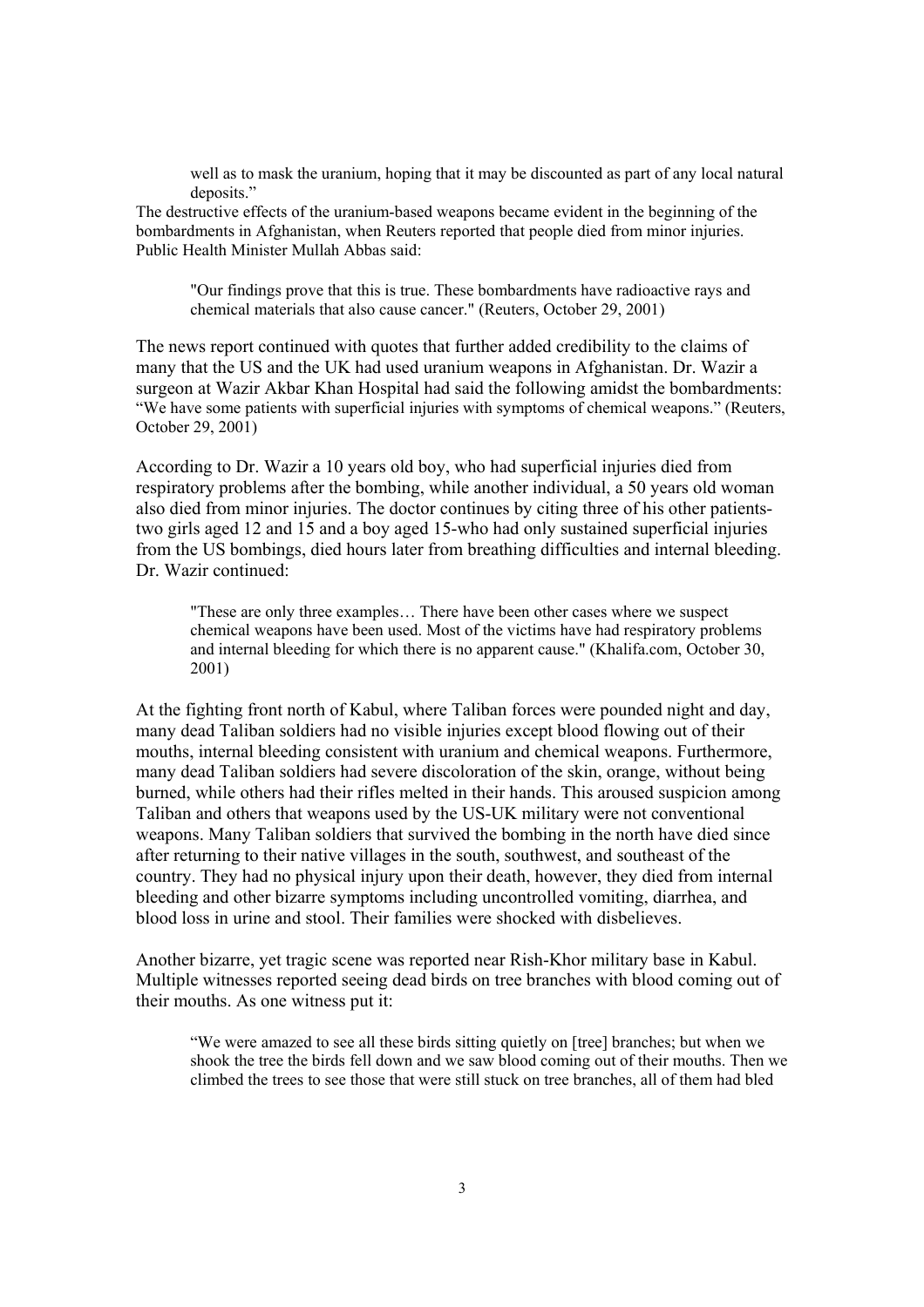> well as to mask the uranium, hoping that it may be discounted as part of any local natural deposits."

The destructive effects of the uranium-based weapons became evident in the beginning of the bombardments in Afghanistan, when Reuters reported that people died from minor injuries. Public Health Minister Mullah Abbas said:

> "Our findings prove that this is true. These bombardments have radioactive rays and chemical materials that also cause cancer." (Reuters, October 29, 2001)

The news report continued with quotes that further added credibility to the claims of many that the US and the UK had used uranium weapons in Afghanistan. Dr. Wazir a surgeon at Wazir Akbar Khan Hospital had said the following amidst the bombardments: "We have some patients with superficial injuries with symptoms of chemical weapons." (Reuters, October 29, 2001)

According to Dr. Wazir a 10 years old boy, who had superficial injuries died from respiratory problems after the bombing, while another individual, a 50 years old woman also died from minor injuries. The doctor continues by citing three of his other patients-two girls aged 12 and 15 and a boy aged 15-who had only sustained superficial injuries from the US bombings, died hours later from breathing difficulties and internal bleeding. Dr. Wazir continued:

> "These are only three examples… There have been other cases where we suspect chemical weapons have been used. Most of the victims have had respiratory problems and internal bleeding for which there is no apparent cause." (Khalifa.com, October 30, 2001)

At the fighting front north of Kabul, where Taliban forces were pounded night and day, many dead Taliban soldiers had no visible injuries except blood flowing out of their mouths, internal bleeding consistent with uranium and chemical weapons. Furthermore, many dead Taliban soldiers had severe discoloration of the skin, orange, without being burned, while others had their rifles melted in their hands. This aroused suspicion among Taliban and others that weapons used by the US-UK military were not conventional weapons. Many Taliban soldiers that survived the bombing in the north have died since after returning to their native villages in the south, southwest, and southeast of the country. They had no physical injury upon their death, however, they died from internal bleeding and other bizarre symptoms including uncontrolled vomiting, diarrhea, and blood loss in urine and stool. Their families were shocked with disbelieves.

Another bizarre, yet tragic scene was reported near Rish-Khor military base in Kabul. Multiple witnesses reported seeing dead birds on tree branches with blood coming out of their mouths. As one witness put it:

> "We were amazed to see all these birds sitting quietly on [tree] branches; but when we shook the tree the birds fell down and we saw blood coming out of their mouths. Then we climbed the trees to see those that were still stuck on tree branches, all of them had bled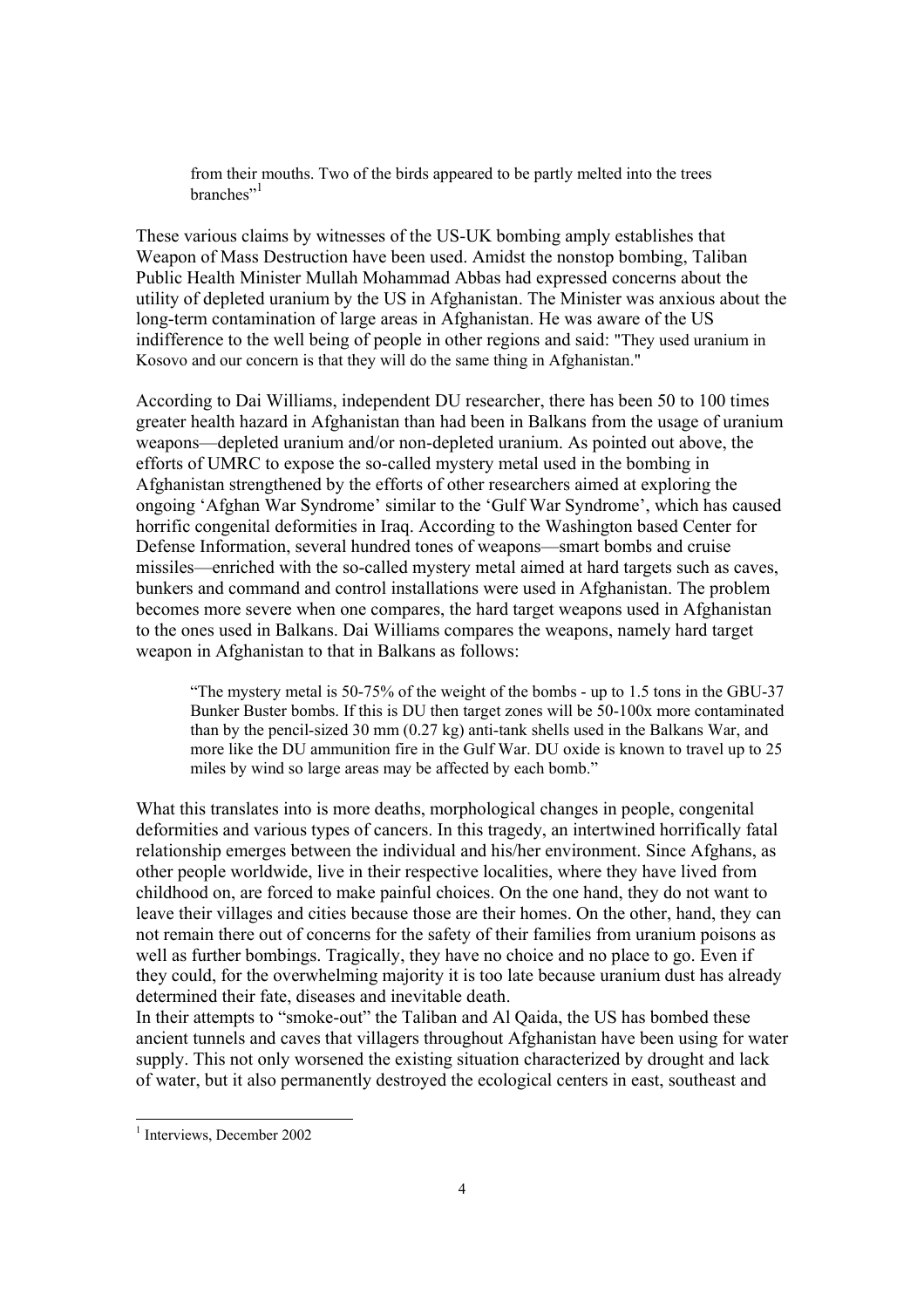> from their mouths. Two of the birds appeared to be partly melted into the trees branches"[1]

These various claims by witnesses of the US-UK bombing amply establishes that Weapon of Mass Destruction have been used. Amidst the nonstop bombing, Taliban Public Health Minister Mullah Mohammad Abbas had expressed concerns about the utility of depleted uranium by the US in Afghanistan. The Minister was anxious about the long-term contamination of large areas in Afghanistan. He was aware of the US indifference to the well being of people in other regions and said: "They used uranium in Kosovo and our concern is that they will do the same thing in Afghanistan."

According to Dai Williams, independent DU researcher, there has been 50 to 100 times greater health hazard in Afghanistan than had been in Balkans from the usage of uranium weapons—depleted uranium and/or non-depleted uranium. As pointed out above, the efforts of UMRC to expose the so-called mystery metal used in the bombing in Afghanistan strengthened by the efforts of other researchers aimed at exploring the ongoing 'Afghan War Syndrome' similar to the 'Gulf War Syndrome', which has caused horrific congenital deformities in Iraq. According to the Washington based Center for Defense Information, several hundred tones of weapons—smart bombs and cruise missiles—enriched with the so-called mystery metal aimed at hard targets such as caves, bunkers and command and control installations were used in Afghanistan. The problem becomes more severe when one compares, the hard target weapons used in Afghanistan to the ones used in Balkans. Dai Williams compares the weapons, namely hard target weapon in Afghanistan to that in Balkans as follows:

> "The mystery metal is 50-75% of the weight of the bombs - up to 1.5 tons in the GBU-37 Bunker Buster bombs. If this is DU then target zones will be 50-100x more contaminated than by the pencil-sized 30 mm (0.27 kg) anti-tank shells used in the Balkans War, and more like the DU ammunition fire in the Gulf War. DU oxide is known to travel up to 25 miles by wind so large areas may be affected by each bomb."

What this translates into is more deaths, morphological changes in people, congenital deformities and various types of cancers. In this tragedy, an intertwined horrifically fatal relationship emerges between the individual and his/her environment. Since Afghans, as other people worldwide, live in their respective localities, where they have lived from childhood on, are forced to make painful choices. On the one hand, they do not want to leave their villages and cities because those are their homes. On the other, hand, they can not remain there out of concerns for the safety of their families from uranium poisons as well as further bombings. Tragically, they have no choice and no place to go. Even if they could, for the overwhelming majority it is too late because uranium dust has already determined their fate, diseases and inevitable death.
In their attempts to "smoke-out" the Taliban and Al Qaida, the US has bombed these ancient tunnels and caves that villagers throughout Afghanistan have been using for water supply. This not only worsened the existing situation characterized by drought and lack of water, but it also permanently destroyed the ecological centers in east, southeast and

---

[1] Interviews, December 2002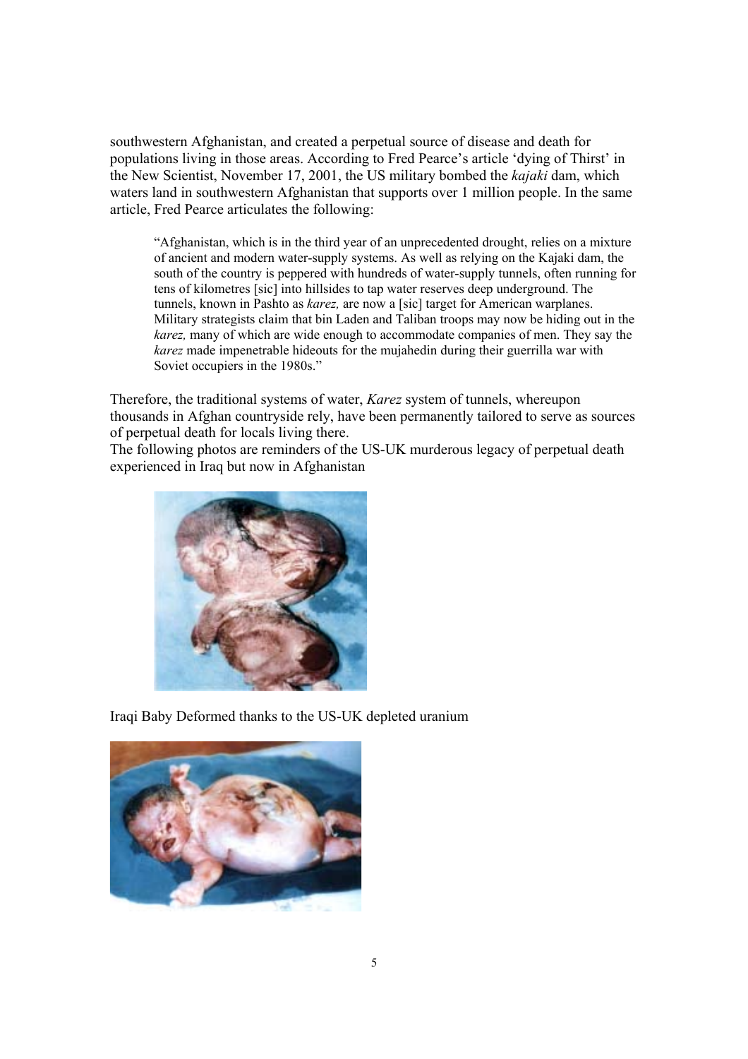southwestern Afghanistan, and created a perpetual source of disease and death for populations living in those areas. According to Fred Pearce's article 'dying of Thirst' in the New Scientist, November 17, 2001, the US military bombed the *kajaki* dam, which waters land in southwestern Afghanistan that supports over 1 million people. In the same article, Fred Pearce articulates the following:

> "Afghanistan, which is in the third year of an unprecedented drought, relies on a mixture of ancient and modern water-supply systems. As well as relying on the Kajaki dam, the south of the country is peppered with hundreds of water-supply tunnels, often running for tens of kilometres [sic] into hillsides to tap water reserves deep underground. The tunnels, known in Pashto as *karez,* are now a [sic] target for American warplanes. Military strategists claim that bin Laden and Taliban troops may now be hiding out in the *karez,* many of which are wide enough to accommodate companies of men. They say the *karez* made impenetrable hideouts for the mujahedin during their guerrilla war with Soviet occupiers in the 1980s."

Therefore, the traditional systems of water, *Karez* system of tunnels, whereupon thousands in Afghan countryside rely, have been permanently tailored to serve as sources of perpetual death for locals living there.
The following photos are reminders of the US-UK murderous legacy of perpetual death experienced in Iraq but now in Afghanistan

Iraqi Baby Deformed thanks to the US-UK depleted uranium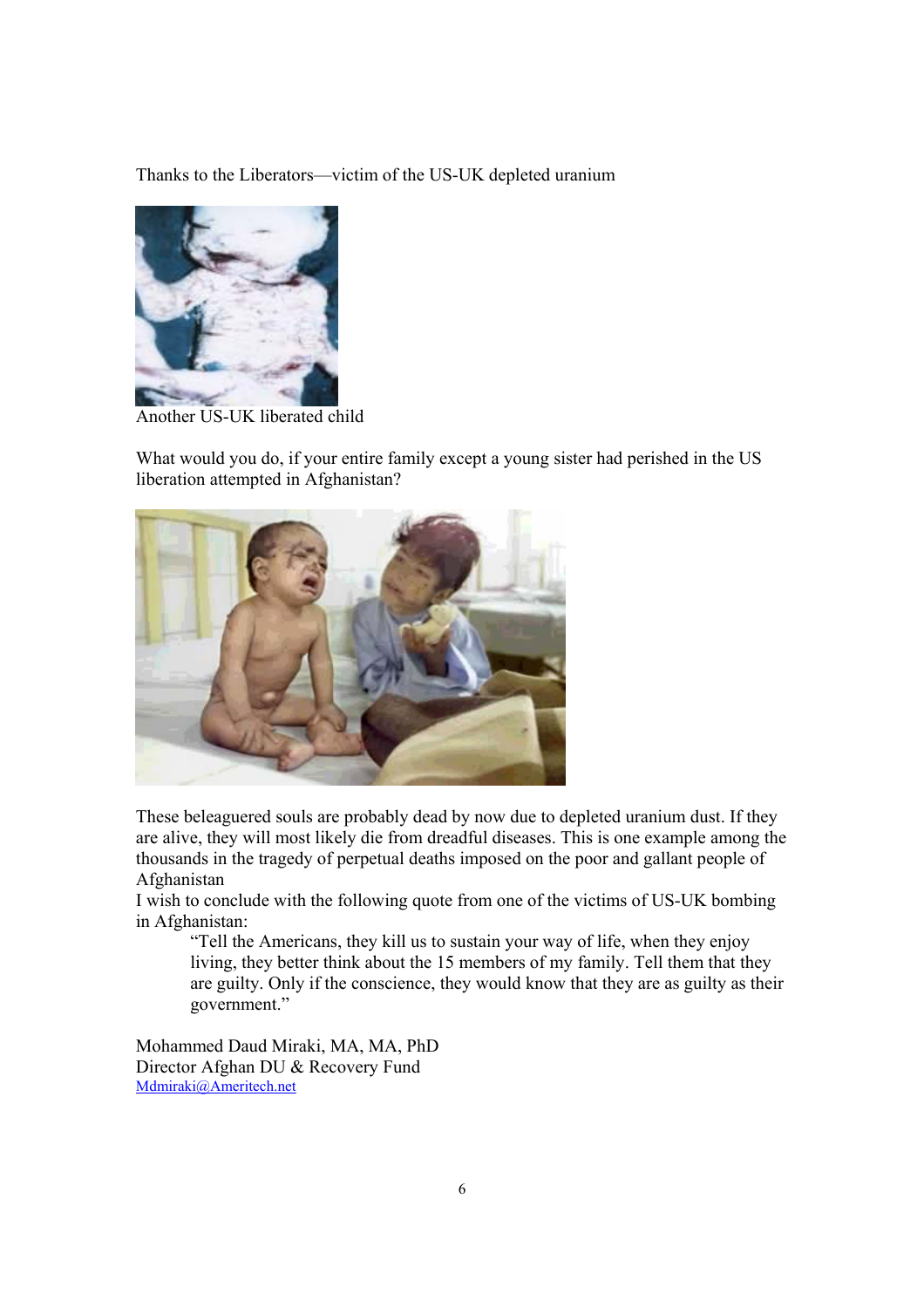Thanks to the Liberators—victim of the US-UK depleted uranium

Another US-UK liberated child

What would you do, if your entire family except a young sister had perished in the US liberation attempted in Afghanistan?

These beleaguered souls are probably dead by now due to depleted uranium dust. If they are alive, they will most likely die from dreadful diseases. This is one example among the thousands in the tragedy of perpetual deaths imposed on the poor and gallant people of Afghanistan

I wish to conclude with the following quote from one of the victims of US-UK bombing in Afghanistan:

> "Tell the Americans, they kill us to sustain your way of life, when they enjoy living, they better think about the 15 members of my family. Tell them that they are guilty. Only if the conscience, they would know that they are as guilty as their government."

Mohammed Daud Miraki, MA, MA, PhD
Director Afghan DU & Recovery Fund
Mdmiraki@Ameritech.net